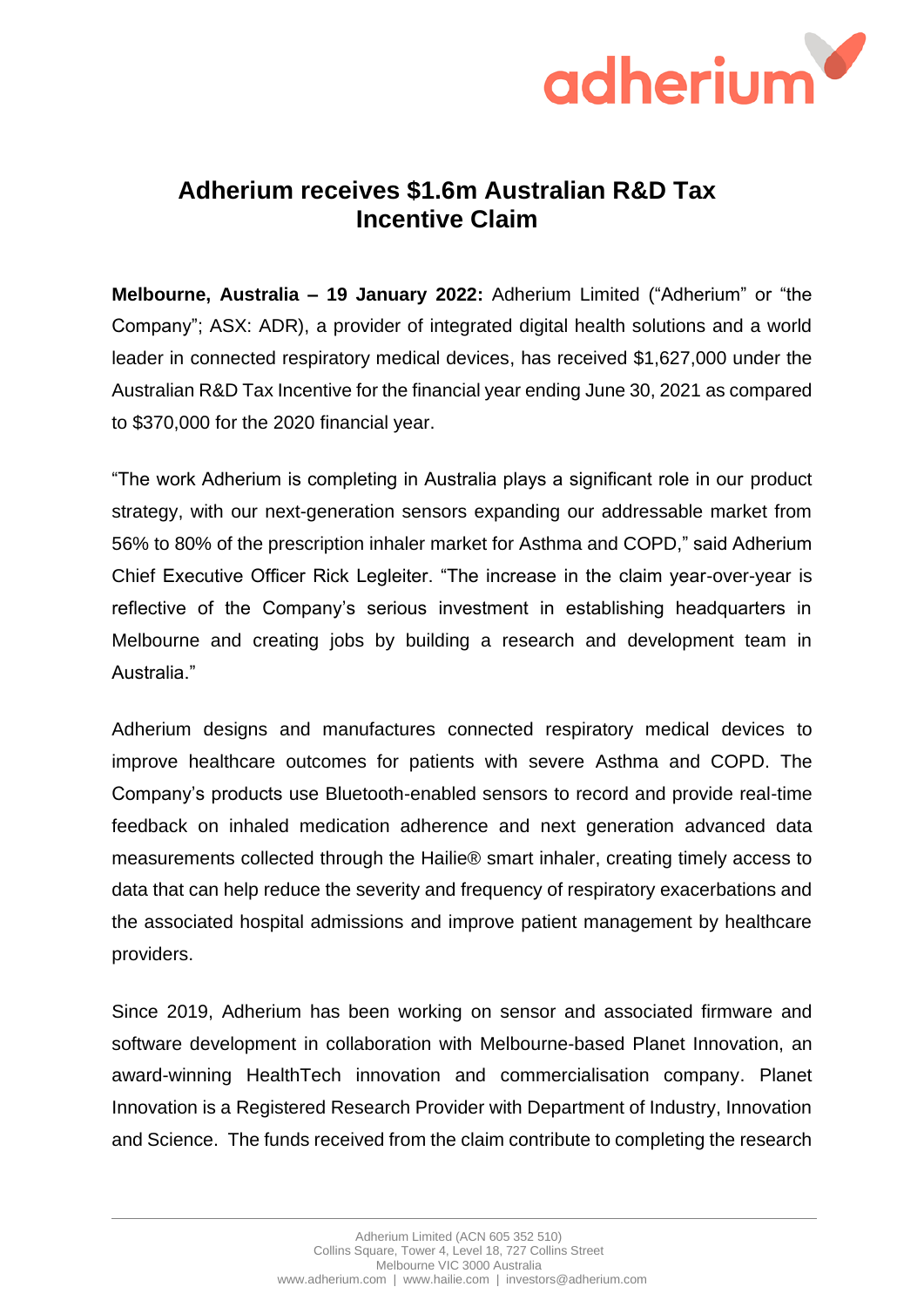# Adherium receives $1.6m Australian R&D Tax Incentive Claim

**Melbourne, Australia – 19 January 2022:** Adherium Limited ("Adherium" or "the Company"; ASX: ADR), a provider of integrated digital health solutions and a world leader in connected respiratory medical devices, has received $1,627,000 under the Australian R&D Tax Incentive for the financial year ending June 30, 2021 as compared to $370,000 for the 2020 financial year.

"The work Adherium is completing in Australia plays a significant role in our product strategy, with our next-generation sensors expanding our addressable market from 56% to 80% of the prescription inhaler market for Asthma and COPD," said Adherium Chief Executive Officer Rick Legleiter. "The increase in the claim year-over-year is reflective of the Company's serious investment in establishing headquarters in Melbourne and creating jobs by building a research and development team in Australia."

Adherium designs and manufactures connected respiratory medical devices to improve healthcare outcomes for patients with severe Asthma and COPD. The Company's products use Bluetooth-enabled sensors to record and provide real-time feedback on inhaled medication adherence and next generation advanced data measurements collected through the Hailie® smart inhaler, creating timely access to data that can help reduce the severity and frequency of respiratory exacerbations and the associated hospital admissions and improve patient management by healthcare providers.

Since 2019, Adherium has been working on sensor and associated firmware and software development in collaboration with Melbourne-based Planet Innovation, an award-winning HealthTech innovation and commercialisation company. Planet Innovation is a Registered Research Provider with Department of Industry, Innovation and Science. The funds received from the claim contribute to completing the research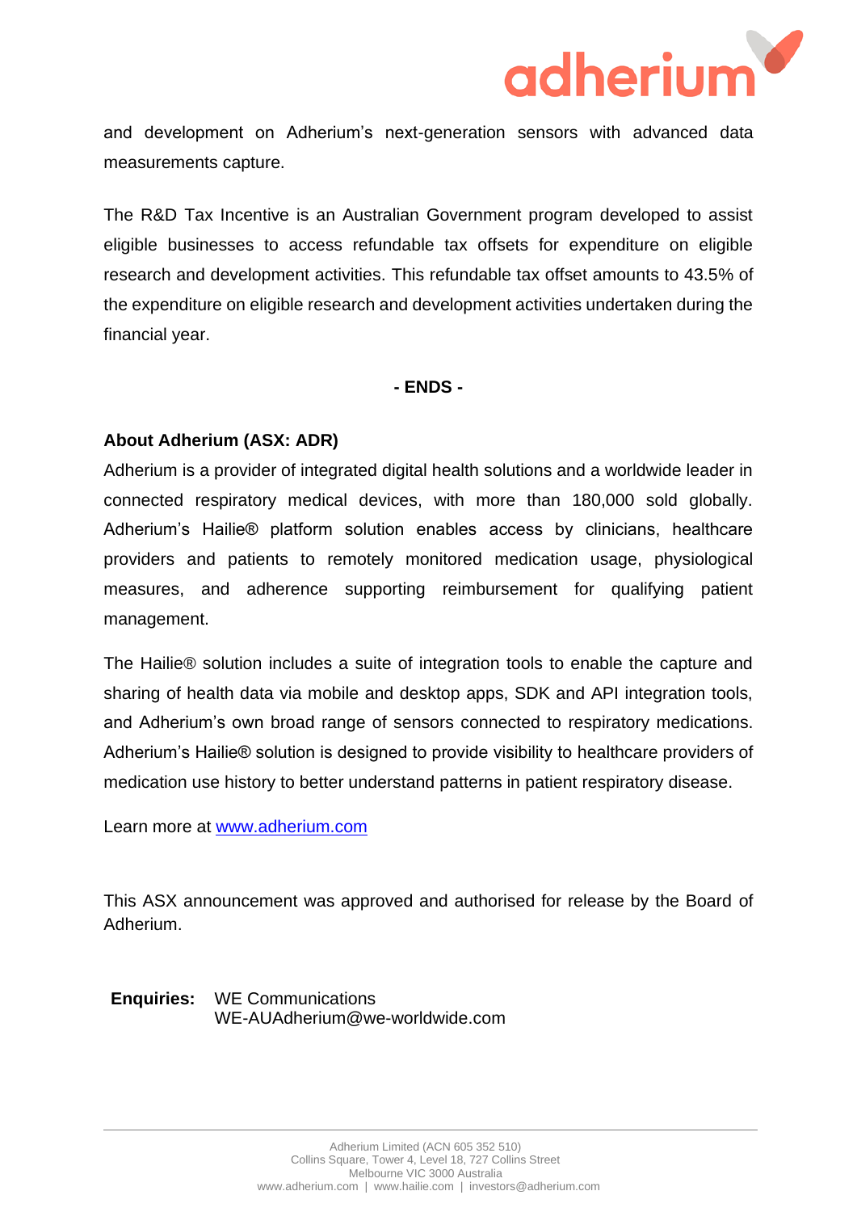and development on Adherium's next-generation sensors with advanced data measurements capture.

The R&D Tax Incentive is an Australian Government program developed to assist eligible businesses to access refundable tax offsets for expenditure on eligible research and development activities. This refundable tax offset amounts to 43.5% of the expenditure on eligible research and development activities undertaken during the financial year.

**- ENDS -**

**About Adherium (ASX: ADR)**

Adherium is a provider of integrated digital health solutions and a worldwide leader in connected respiratory medical devices, with more than 180,000 sold globally. Adherium's Hailie® platform solution enables access by clinicians, healthcare providers and patients to remotely monitored medication usage, physiological measures, and adherence supporting reimbursement for qualifying patient management.

The Hailie® solution includes a suite of integration tools to enable the capture and sharing of health data via mobile and desktop apps, SDK and API integration tools, and Adherium's own broad range of sensors connected to respiratory medications. Adherium's Hailie® solution is designed to provide visibility to healthcare providers of medication use history to better understand patterns in patient respiratory disease.

Learn more at [www.adherium.com](http://www.adherium.com)

This ASX announcement was approved and authorised for release by the Board of Adherium.

**Enquiries:** WE Communications
WE-AUAdherium@we-worldwide.com